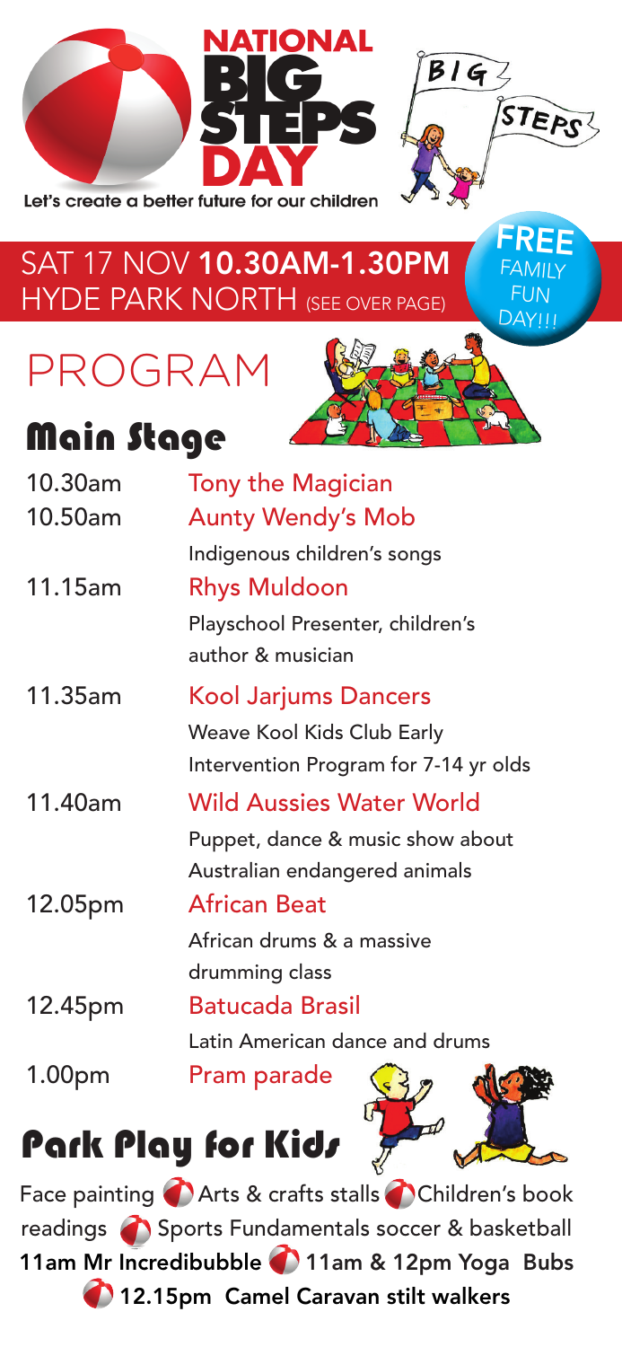# NATIONAL BIG STEPS DAY

Let's create a better future for our children

BIG STEPS

SAT 17 NOV **10.30AM-1.30PM**
HYDE PARK NORTH (SEE OVER PAGE)

**FREE** FAMILY FUN DAY!!!

# PROGRAM

## Main Stage

| | |
|---|---|
| 10.30am | Tony the Magician |
| 10.50am | Aunty Wendy's Mob<br>Indigenous children's songs |
| 11.15am | Rhys Muldoon<br>Playschool Presenter, children's author & musician |
| 11.35am | Kool Jarjums Dancers<br>Weave Kool Kids Club Early Intervention Program for 7-14 yr olds |
| 11.40am | Wild Aussies Water World<br>Puppet, dance & music show about Australian endangered animals |
| 12.05pm | African Beat<br>African drums & a massive drumming class |
| 12.45pm | Batucada Brasil<br>Latin American dance and drums |
| 1.00pm | Pram parade |

## Park Play for Kids

Face painting • Arts & crafts stalls • Children's book readings • Sports Fundamentals soccer & basketball • **11am Mr Incredibubble** • **11am & 12pm Yoga Bubs** • **12.15pm Camel Caravan stilt walkers**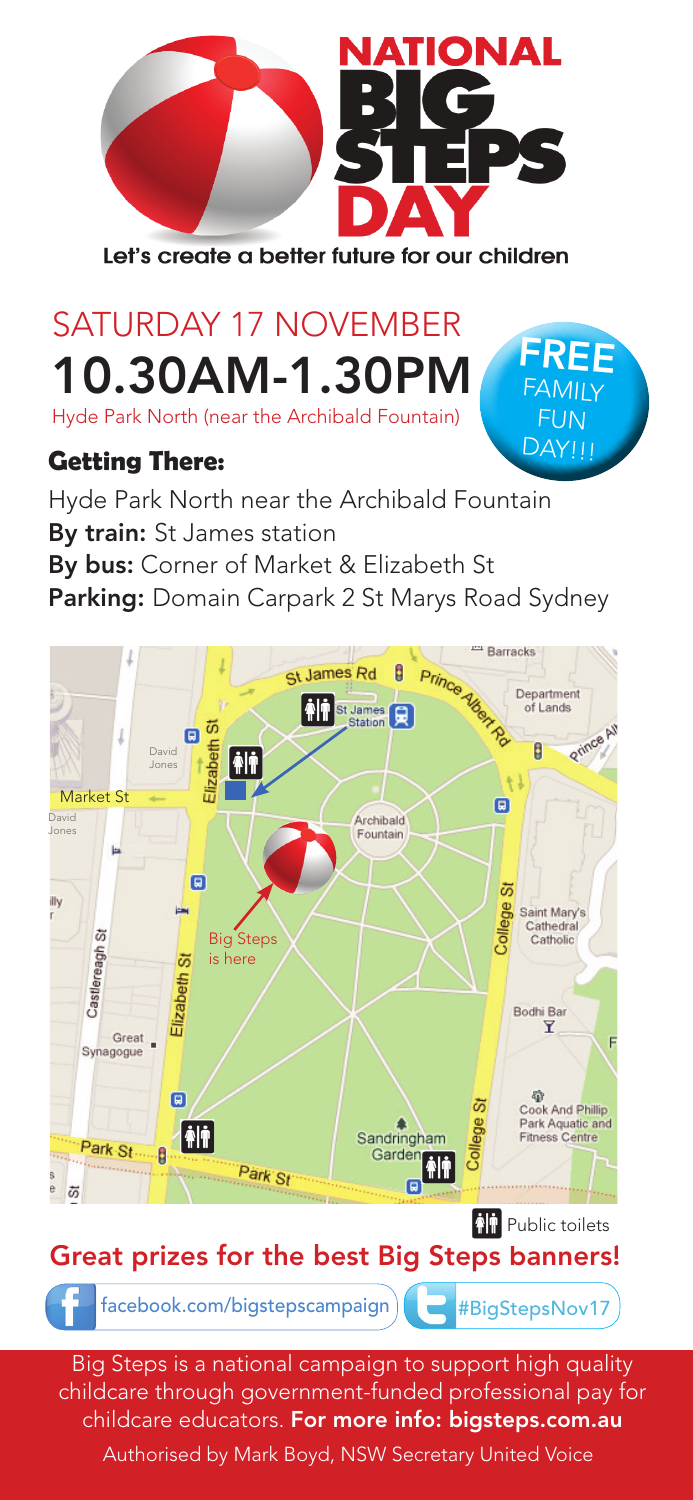# NATIONAL BIG STEPS DAY

Let's create a better future for our children

## SATURDAY 17 NOVEMBER

## 10.30AM-1.30PM

Hyde Park North (near the Archibald Fountain)

**FREE** FAMILY FUN DAY!!!

### Getting There:

Hyde Park North near the Archibald Fountain

**By train:** St James station

**By bus:** Corner of Market & Elizabeth St

**Parking:** Domain Carpark 2 St Marys Road Sydney

Big Steps is here

Public toilets

## Great prizes for the best Big Steps banners!

facebook.com/bigstepscampaign

#BigStepsNov17

Big Steps is a national campaign to support high quality childcare through government-funded professional pay for childcare educators. **For more info: bigsteps.com.au**

Authorised by Mark Boyd, NSW Secretary United Voice